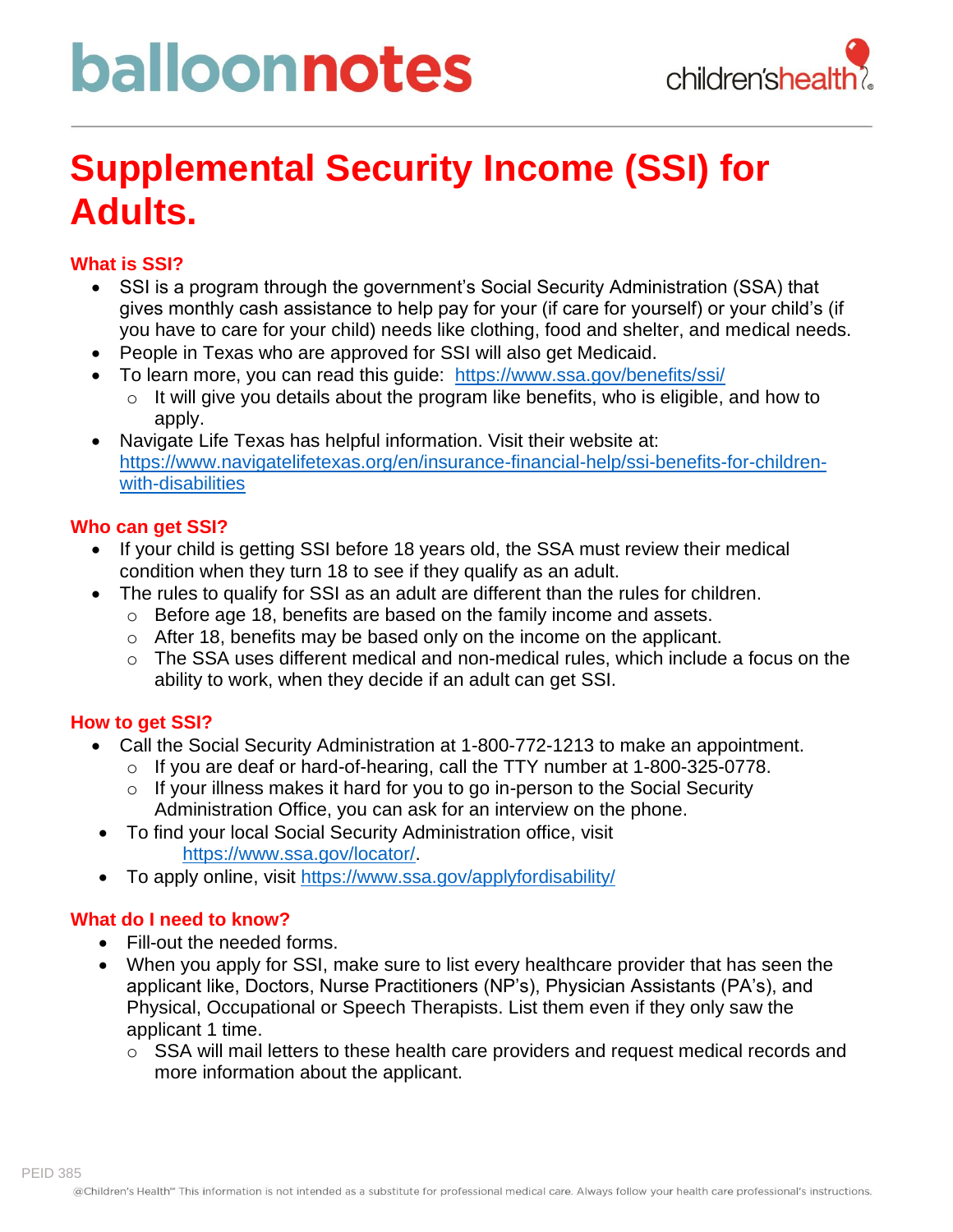# Supplemental Security Income (SSI) for Adults.

## What is SSI?

- SSI is a program through the government's Social Security Administration (SSA) that gives monthly cash assistance to help pay for your (if care for yourself) or your child's (if you have to care for your child) needs like clothing, food and shelter, and medical needs.
- People in Texas who are approved for SSI will also get Medicaid.
- To learn more, you can read this guide: https://www.ssa.gov/benefits/ssi/
  - It will give you details about the program like benefits, who is eligible, and how to apply.
- Navigate Life Texas has helpful information. Visit their website at: https://www.navigatelifetexas.org/en/insurance-financial-help/ssi-benefits-for-children-with-disabilities

## Who can get SSI?

- If your child is getting SSI before 18 years old, the SSA must review their medical condition when they turn 18 to see if they qualify as an adult.
- The rules to qualify for SSI as an adult are different than the rules for children.
  - Before age 18, benefits are based on the family income and assets.
  - After 18, benefits may be based only on the income on the applicant.
  - The SSA uses different medical and non-medical rules, which include a focus on the ability to work, when they decide if an adult can get SSI.

## How to get SSI?

- Call the Social Security Administration at 1-800-772-1213 to make an appointment.
  - If you are deaf or hard-of-hearing, call the TTY number at 1-800-325-0778.
  - If your illness makes it hard for you to go in-person to the Social Security Administration Office, you can ask for an interview on the phone.
- To find your local Social Security Administration office, visit https://www.ssa.gov/locator/.
- To apply online, visit https://www.ssa.gov/applyfordisability/

## What do I need to know?

- Fill-out the needed forms.
- When you apply for SSI, make sure to list every healthcare provider that has seen the applicant like, Doctors, Nurse Practitioners (NP's), Physician Assistants (PA's), and Physical, Occupational or Speech Therapists. List them even if they only saw the applicant 1 time.
  - SSA will mail letters to these health care providers and request medical records and more information about the applicant.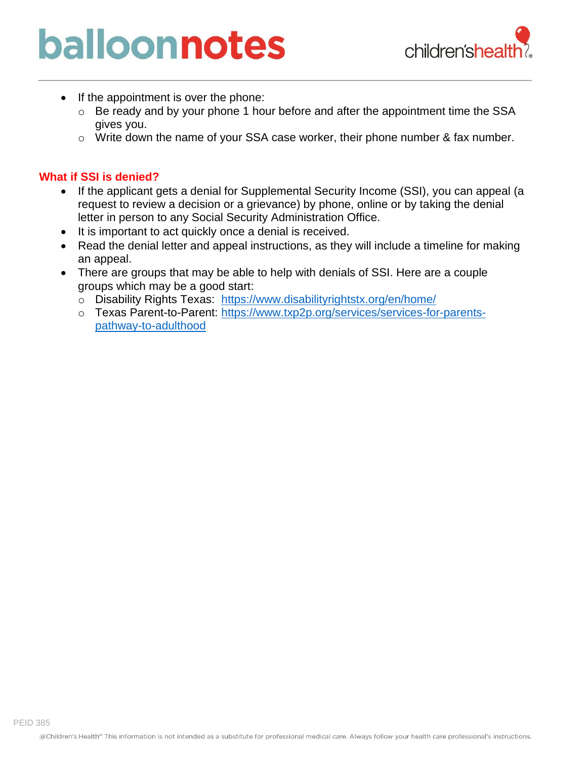- If the appointment is over the phone:
  - Be ready and by your phone 1 hour before and after the appointment time the SSA gives you.
  - Write down the name of your SSA case worker, their phone number & fax number.

## What if SSI is denied?

- If the applicant gets a denial for Supplemental Security Income (SSI), you can appeal (a request to review a decision or a grievance) by phone, online or by taking the denial letter in person to any Social Security Administration Office.
- It is important to act quickly once a denial is received.
- Read the denial letter and appeal instructions, as they will include a timeline for making an appeal.
- There are groups that may be able to help with denials of SSI. Here are a couple groups which may be a good start:
  - Disability Rights Texas: https://www.disabilityrightstx.org/en/home/
  - Texas Parent-to-Parent: https://www.txp2p.org/services/services-for-parents-pathway-to-adulthood

PEID 385

@Children's Health℠ This information is not intended as a substitute for professional medical care. Always follow your health care professional's instructions.